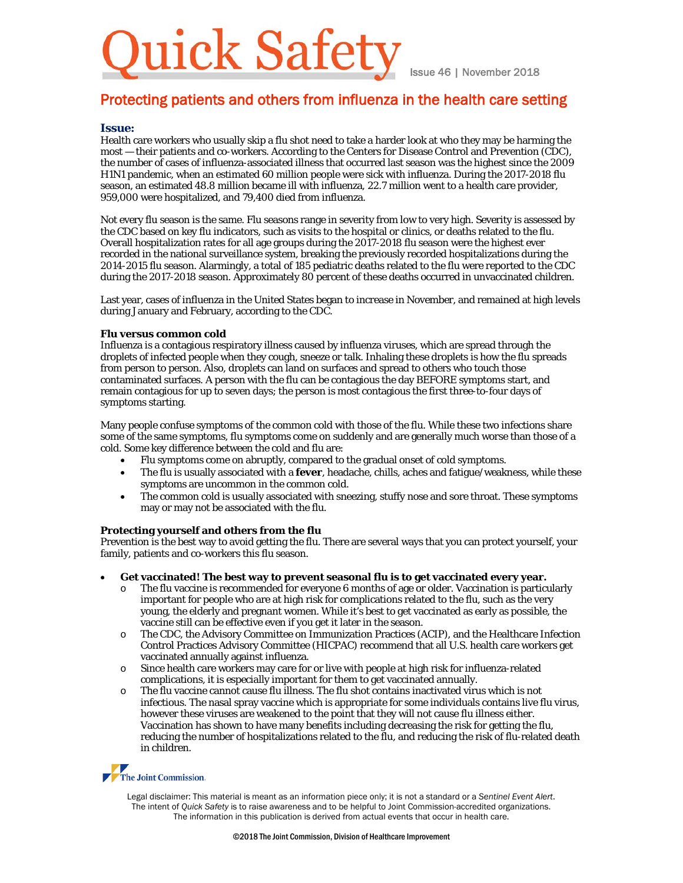# Quick Safety

Issue 46 | November 2018

## Protecting patients and others from influenza in the health care setting

### Issue:

Health care workers who usually skip a flu shot need to take a harder look at who they may be harming the most — their patients and co-workers. According to the Centers for Disease Control and Prevention (CDC), the number of cases of influenza-associated illness that occurred last season was the highest since the 2009 H1N1 pandemic, when an estimated 60 million people were sick with influenza. During the 2017-2018 flu season, an estimated 48.8 million became ill with influenza, 22.7 million went to a health care provider, 959,000 were hospitalized, and 79,400 died from influenza.

Not every flu season is the same. Flu seasons range in severity from low to very high. Severity is assessed by the CDC based on key flu indicators, such as visits to the hospital or clinics, or deaths related to the flu. Overall hospitalization rates for all age groups during the 2017-2018 flu season were the highest ever recorded in the national surveillance system, breaking the previously recorded hospitalizations during the 2014-2015 flu season. Alarmingly, a total of 185 pediatric deaths related to the flu were reported to the CDC during the 2017-2018 season. Approximately 80 percent of these deaths occurred in unvaccinated children.

Last year, cases of influenza in the United States began to increase in November, and remained at high levels during January and February, according to the CDC.

**Flu versus common cold**

Influenza is a contagious respiratory illness caused by influenza viruses, which are spread through the droplets of infected people when they cough, sneeze or talk. Inhaling these droplets is how the flu spreads from person to person. Also, droplets can land on surfaces and spread to others who touch those contaminated surfaces. A person with the flu can be contagious the day BEFORE symptoms start, and remain contagious for up to seven days; the person is most contagious the first three-to-four days of symptoms starting.

Many people confuse symptoms of the common cold with those of the flu. While these two infections share some of the same symptoms, flu symptoms come on suddenly and are generally much worse than those of a cold. Some key difference between the cold and flu are:

- Flu symptoms come on abruptly, compared to the gradual onset of cold symptoms.
- The flu is usually associated with a **fever**, headache, chills, aches and fatigue/weakness, while these symptoms are uncommon in the common cold.
- The common cold is usually associated with sneezing, stuffy nose and sore throat. These symptoms may or may not be associated with the flu.

**Protecting yourself and others from the flu**

Prevention is the best way to avoid getting the flu. There are several ways that you can protect yourself, your family, patients and co-workers this flu season.

- **Get vaccinated! The best way to prevent seasonal flu is to get vaccinated every year.**
  - The flu vaccine is recommended for everyone 6 months of age or older. Vaccination is particularly important for people who are at high risk for complications related to the flu, such as the very young, the elderly and pregnant women. While it's best to get vaccinated as early as possible, the vaccine still can be effective even if you get it later in the season.
  - The CDC, the Advisory Committee on Immunization Practices (ACIP), and the Healthcare Infection Control Practices Advisory Committee (HICPAC) recommend that all U.S. health care workers get vaccinated annually against influenza.
  - Since health care workers may care for or live with people at high risk for influenza-related complications, it is especially important for them to get vaccinated annually.
  - The flu vaccine cannot cause flu illness. The flu shot contains inactivated virus which is not infectious. The nasal spray vaccine which is appropriate for some individuals contains live flu virus, however these viruses are weakened to the point that they will not cause flu illness either. Vaccination has shown to have many benefits including decreasing the risk for getting the flu, reducing the number of hospitalizations related to the flu, and reducing the risk of flu-related death in children.

The Joint Commission

Legal disclaimer: This material is meant as an information piece only; it is not a standard or a *Sentinel Event Alert*. The intent of *Quick Safety* is to raise awareness and to be helpful to Joint Commission-accredited organizations. The information in this publication is derived from actual events that occur in health care.

©2018 The Joint Commission, Division of Healthcare Improvement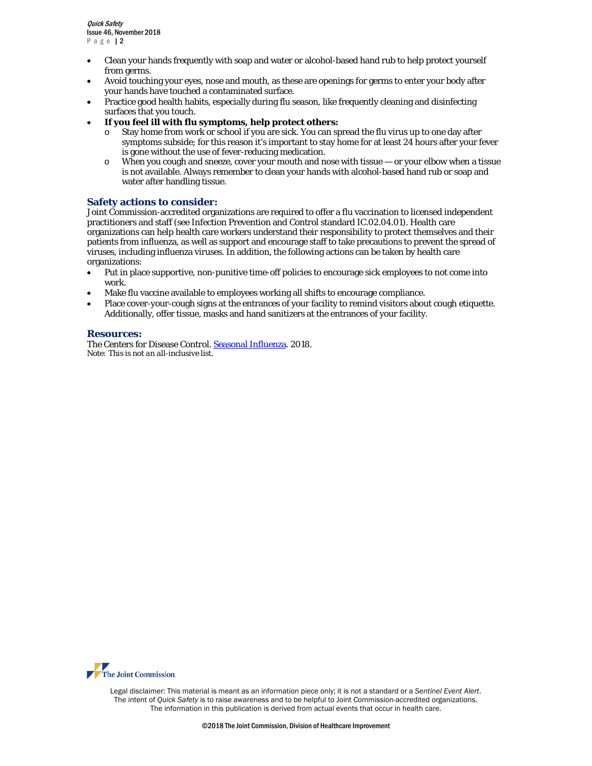- Clean your hands frequently with soap and water or alcohol-based hand rub to help protect yourself from germs.
- Avoid touching your eyes, nose and mouth, as these are openings for germs to enter your body after your hands have touched a contaminated surface.
- Practice good health habits, especially during flu season, like frequently cleaning and disinfecting surfaces that you touch.
- **If you feel ill with flu symptoms, help protect others:**
    - Stay home from work or school if you are sick. You can spread the flu virus up to one day after symptoms subside; for this reason it's important to stay home for at least 24 hours after your fever is gone without the use of fever-reducing medication.
    - When you cough and sneeze, cover your mouth and nose with tissue — or your elbow when a tissue is not available. Always remember to clean your hands with alcohol-based hand rub or soap and water after handling tissue.

## Safety actions to consider:

Joint Commission-accredited organizations are required to offer a flu vaccination to licensed independent practitioners and staff (see Infection Prevention and Control standard IC.02.04.01). Health care organizations can help health care workers understand their responsibility to protect themselves and their patients from influenza, as well as support and encourage staff to take precautions to prevent the spread of viruses, including influenza viruses. In addition, the following actions can be taken by health care organizations:

- Put in place supportive, non-punitive time-off policies to encourage sick employees to not come into work.
- Make flu vaccine available to employees working all shifts to encourage compliance.
- Place cover-your-cough signs at the entrances of your facility to remind visitors about cough etiquette. Additionally, offer tissue, masks and hand sanitizers at the entrances of your facility.

## Resources:

The Centers for Disease Control. Seasonal Influenza. 2018.

*Note: This is not an all-inclusive list.*

Legal disclaimer: This material is meant as an information piece only; it is not a standard or a *Sentinel Event Alert*. The intent of *Quick Safety* is to raise awareness and to be helpful to Joint Commission-accredited organizations. The information in this publication is derived from actual events that occur in health care.

©2018 The Joint Commission, Division of Healthcare Improvement